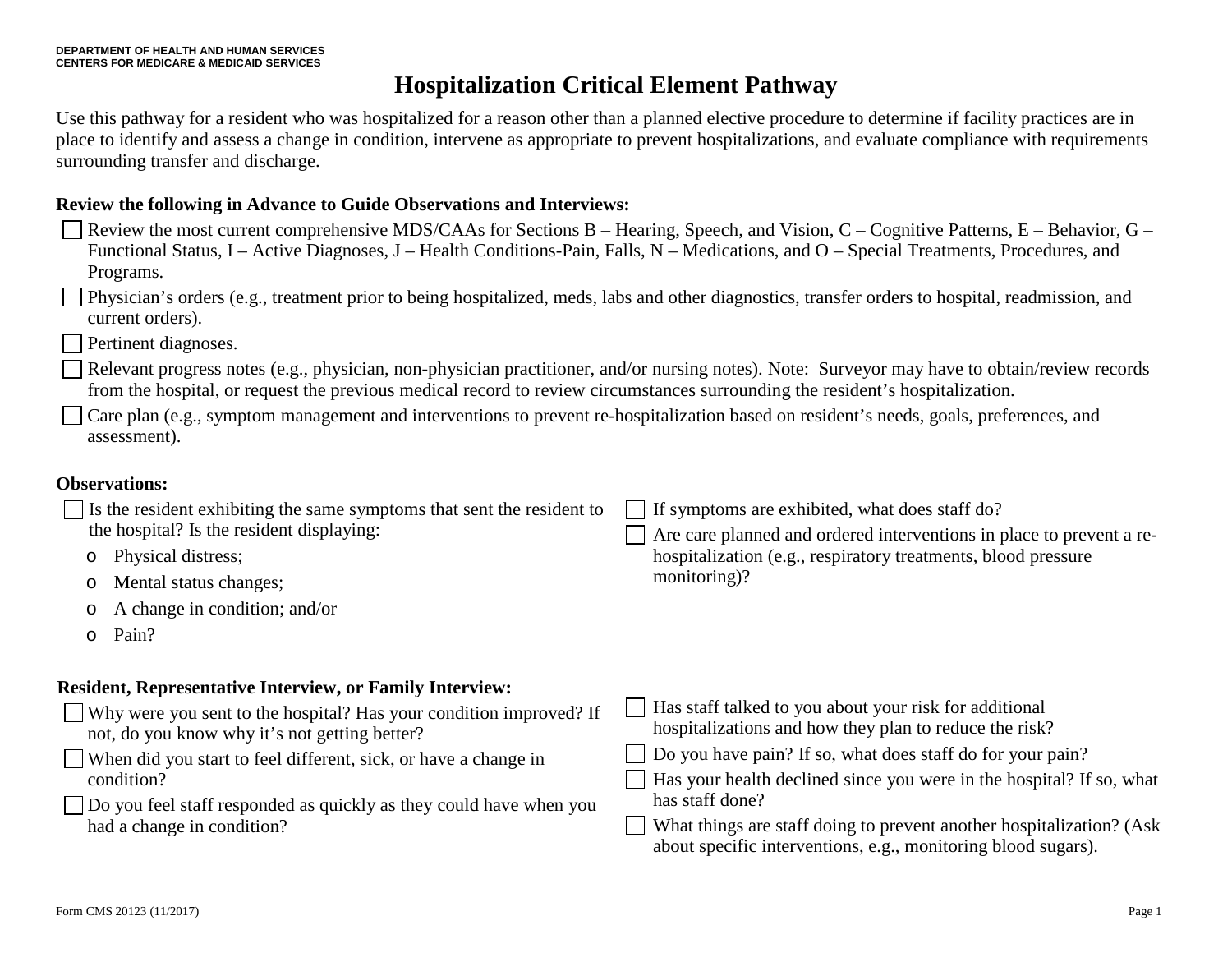DEPARTMENT OF HEALTH AND HUMAN SERVICES
CENTERS FOR MEDICARE & MEDICAID SERVICES

# Hospitalization Critical Element Pathway

Use this pathway for a resident who was hospitalized for a reason other than a planned elective procedure to determine if facility practices are in place to identify and assess a change in condition, intervene as appropriate to prevent hospitalizations, and evaluate compliance with requirements surrounding transfer and discharge.

**Review the following in Advance to Guide Observations and Interviews:**

- ☐ Review the most current comprehensive MDS/CAAs for Sections B – Hearing, Speech, and Vision, C – Cognitive Patterns, E – Behavior, G – Functional Status, I – Active Diagnoses, J – Health Conditions-Pain, Falls, N – Medications, and O – Special Treatments, Procedures, and Programs.
- ☐ Physician's orders (e.g., treatment prior to being hospitalized, meds, labs and other diagnostics, transfer orders to hospital, readmission, and current orders).
- ☐ Pertinent diagnoses.
- ☐ Relevant progress notes (e.g., physician, non-physician practitioner, and/or nursing notes). Note: Surveyor may have to obtain/review records from the hospital, or request the previous medical record to review circumstances surrounding the resident's hospitalization.
- ☐ Care plan (e.g., symptom management and interventions to prevent re-hospitalization based on resident's needs, goals, preferences, and assessment).

**Observations:**

- ☐ Is the resident exhibiting the same symptoms that sent the resident to the hospital? Is the resident displaying:
  - Physical distress;
  - Mental status changes;
  - A change in condition; and/or
  - Pain?
- ☐ If symptoms are exhibited, what does staff do?
- ☐ Are care planned and ordered interventions in place to prevent a re-hospitalization (e.g., respiratory treatments, blood pressure monitoring)?

**Resident, Representative Interview, or Family Interview:**

- ☐ Why were you sent to the hospital? Has your condition improved? If not, do you know why it's not getting better?
- ☐ When did you start to feel different, sick, or have a change in condition?
- ☐ Do you feel staff responded as quickly as they could have when you had a change in condition?
- ☐ Has staff talked to you about your risk for additional hospitalizations and how they plan to reduce the risk?
- ☐ Do you have pain? If so, what does staff do for your pain?
- ☐ Has your health declined since you were in the hospital? If so, what has staff done?
- ☐ What things are staff doing to prevent another hospitalization? (Ask about specific interventions, e.g., monitoring blood sugars).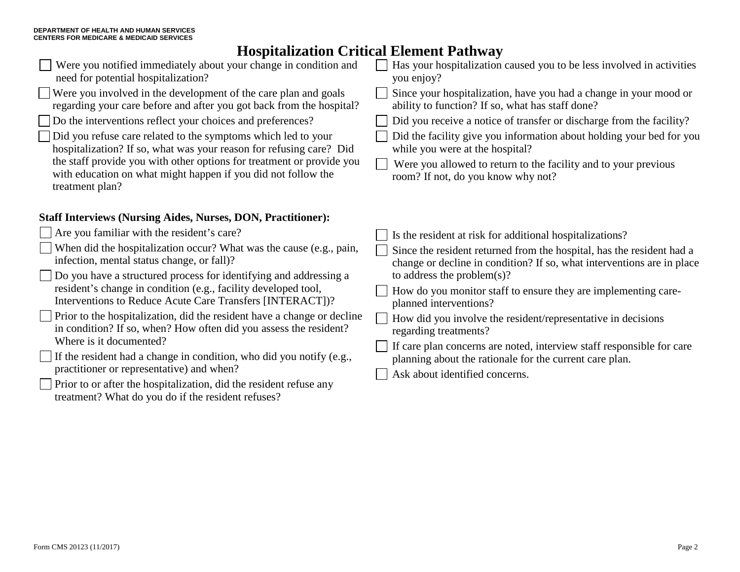# Hospitalization Critical Element Pathway

- [ ] Were you notified immediately about your change in condition and need for potential hospitalization?
- [ ] Were you involved in the development of the care plan and goals regarding your care before and after you got back from the hospital?
- [ ] Do the interventions reflect your choices and preferences?
- [ ] Did you refuse care related to the symptoms which led to your hospitalization? If so, what was your reason for refusing care? Did the staff provide you with other options for treatment or provide you with education on what might happen if you did not follow the treatment plan?
- [ ] Has your hospitalization caused you to be less involved in activities you enjoy?
- [ ] Since your hospitalization, have you had a change in your mood or ability to function? If so, what has staff done?
- [ ] Did you receive a notice of transfer or discharge from the facility?
- [ ] Did the facility give you information about holding your bed for you while you were at the hospital?
- [ ] Were you allowed to return to the facility and to your previous room? If not, do you know why not?

**Staff Interviews (Nursing Aides, Nurses, DON, Practitioner):**

- [ ] Are you familiar with the resident's care?
- [ ] When did the hospitalization occur? What was the cause (e.g., pain, infection, mental status change, or fall)?
- [ ] Do you have a structured process for identifying and addressing a resident's change in condition (e.g., facility developed tool, Interventions to Reduce Acute Care Transfers [INTERACT])?
- [ ] Prior to the hospitalization, did the resident have a change or decline in condition? If so, when? How often did you assess the resident? Where is it documented?
- [ ] If the resident had a change in condition, who did you notify (e.g., practitioner or representative) and when?
- [ ] Prior to or after the hospitalization, did the resident refuse any treatment? What do you do if the resident refuses?
- [ ] Is the resident at risk for additional hospitalizations?
- [ ] Since the resident returned from the hospital, has the resident had a change or decline in condition? If so, what interventions are in place to address the problem(s)?
- [ ] How do you monitor staff to ensure they are implementing care-planned interventions?
- [ ] How did you involve the resident/representative in decisions regarding treatments?
- [ ] If care plan concerns are noted, interview staff responsible for care planning about the rationale for the current care plan.
- [ ] Ask about identified concerns.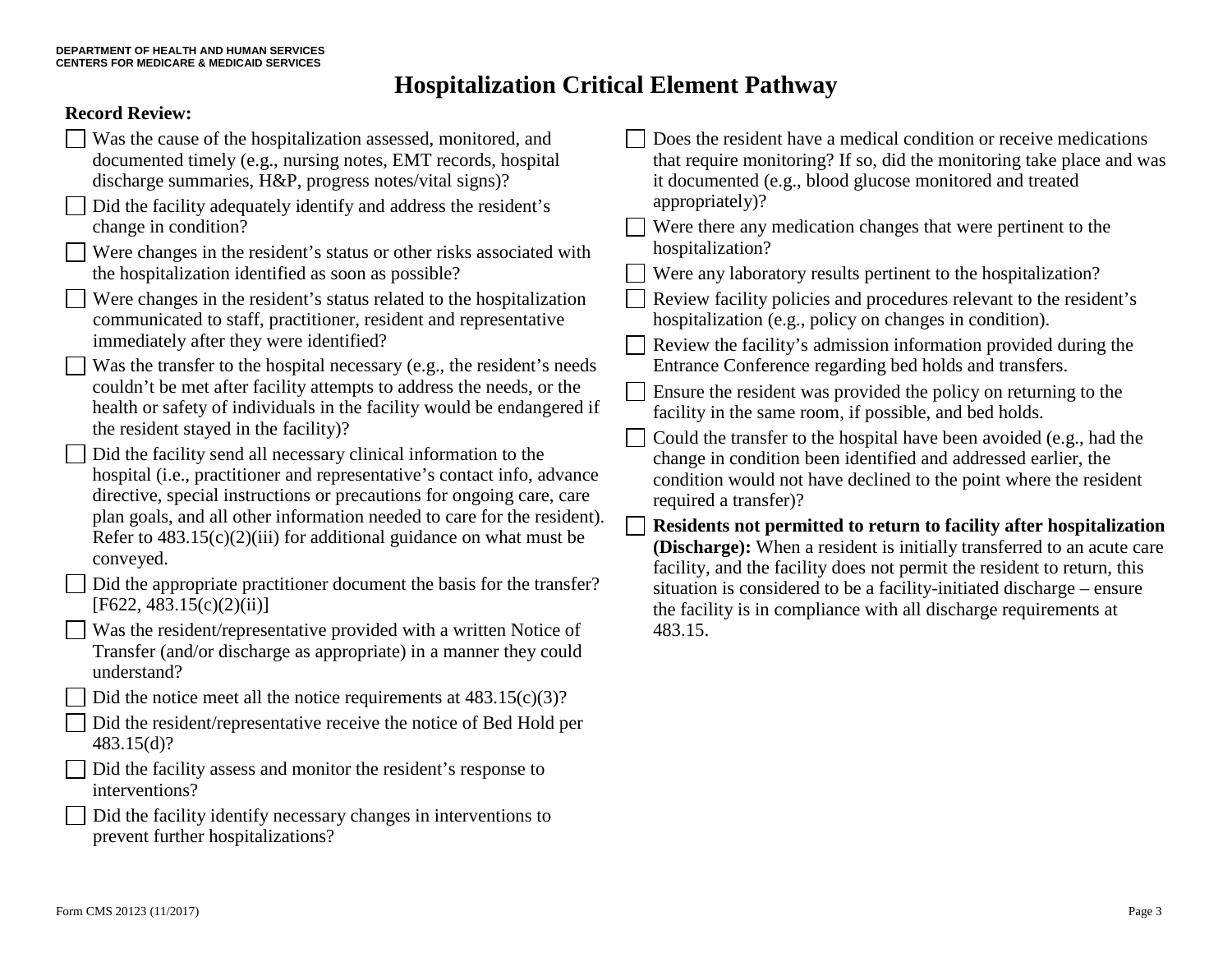DEPARTMENT OF HEALTH AND HUMAN SERVICES
CENTERS FOR MEDICARE & MEDICAID SERVICES

# Hospitalization Critical Element Pathway

**Record Review:**

- ☐ Was the cause of the hospitalization assessed, monitored, and documented timely (e.g., nursing notes, EMT records, hospital discharge summaries, H&P, progress notes/vital signs)?
- ☐ Did the facility adequately identify and address the resident's change in condition?
- ☐ Were changes in the resident's status or other risks associated with the hospitalization identified as soon as possible?
- ☐ Were changes in the resident's status related to the hospitalization communicated to staff, practitioner, resident and representative immediately after they were identified?
- ☐ Was the transfer to the hospital necessary (e.g., the resident's needs couldn't be met after facility attempts to address the needs, or the health or safety of individuals in the facility would be endangered if the resident stayed in the facility)?
- ☐ Did the facility send all necessary clinical information to the hospital (i.e., practitioner and representative's contact info, advance directive, special instructions or precautions for ongoing care, care plan goals, and all other information needed to care for the resident). Refer to 483.15(c)(2)(iii) for additional guidance on what must be conveyed.
- ☐ Did the appropriate practitioner document the basis for the transfer? [F622, 483.15(c)(2)(ii)]
- ☐ Was the resident/representative provided with a written Notice of Transfer (and/or discharge as appropriate) in a manner they could understand?
- ☐ Did the notice meet all the notice requirements at 483.15(c)(3)?
- ☐ Did the resident/representative receive the notice of Bed Hold per 483.15(d)?
- ☐ Did the facility assess and monitor the resident's response to interventions?
- ☐ Did the facility identify necessary changes in interventions to prevent further hospitalizations?
- ☐ Does the resident have a medical condition or receive medications that require monitoring? If so, did the monitoring take place and was it documented (e.g., blood glucose monitored and treated appropriately)?
- ☐ Were there any medication changes that were pertinent to the hospitalization?
- ☐ Were any laboratory results pertinent to the hospitalization?
- ☐ Review facility policies and procedures relevant to the resident's hospitalization (e.g., policy on changes in condition).
- ☐ Review the facility's admission information provided during the Entrance Conference regarding bed holds and transfers.
- ☐ Ensure the resident was provided the policy on returning to the facility in the same room, if possible, and bed holds.
- ☐ Could the transfer to the hospital have been avoided (e.g., had the change in condition been identified and addressed earlier, the condition would not have declined to the point where the resident required a transfer)?
- ☐ **Residents not permitted to return to facility after hospitalization (Discharge):** When a resident is initially transferred to an acute care facility, and the facility does not permit the resident to return, this situation is considered to be a facility-initiated discharge – ensure the facility is in compliance with all discharge requirements at 483.15.

Form CMS 20123 (11/2017)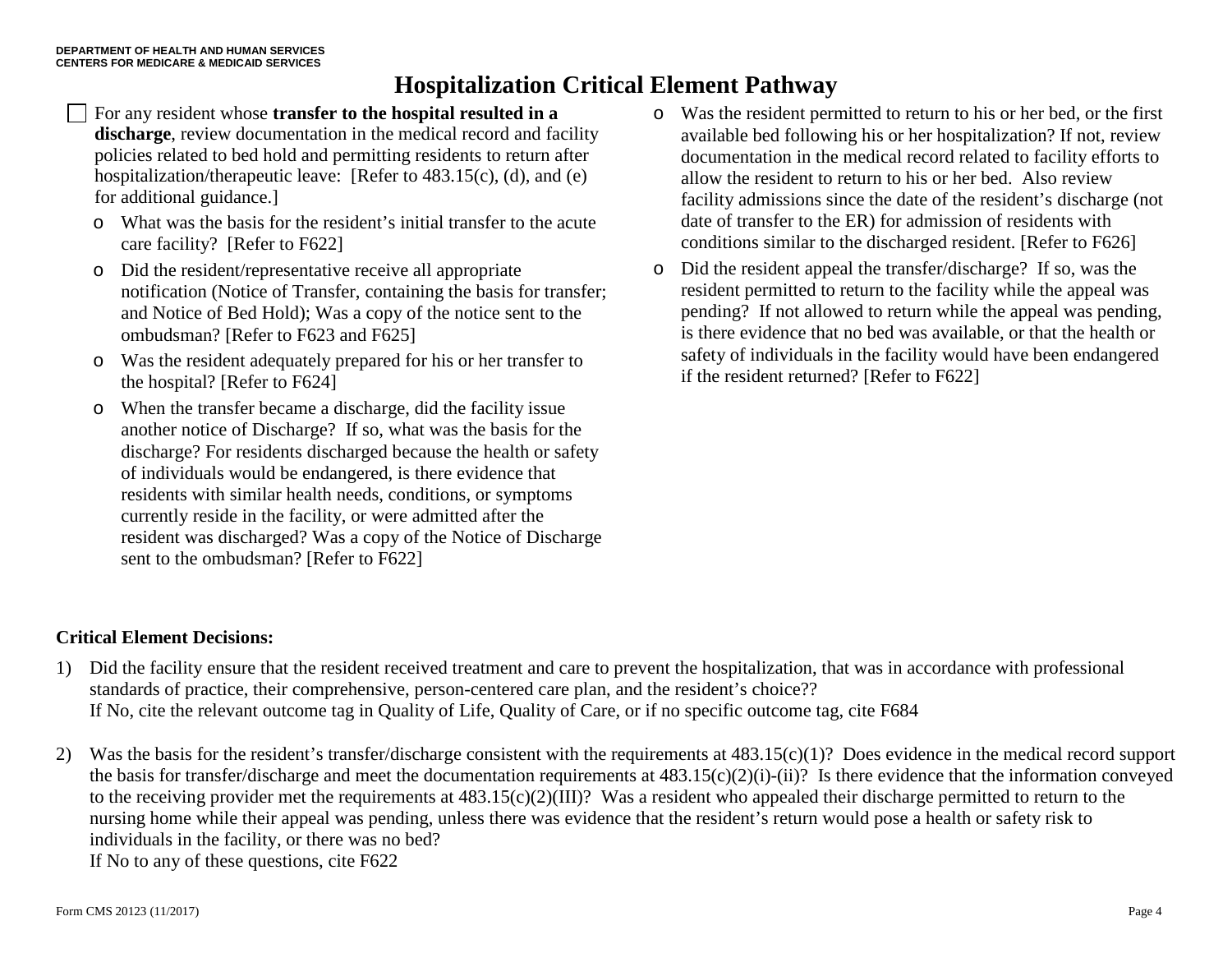# Hospitalization Critical Element Pathway

- [ ] For any resident whose **transfer to the hospital resulted in a discharge**, review documentation in the medical record and facility policies related to bed hold and permitting residents to return after hospitalization/therapeutic leave: [Refer to 483.15(c), (d), and (e) for additional guidance.]
  - What was the basis for the resident's initial transfer to the acute care facility? [Refer to F622]
  - Did the resident/representative receive all appropriate notification (Notice of Transfer, containing the basis for transfer; and Notice of Bed Hold); Was a copy of the notice sent to the ombudsman? [Refer to F623 and F625]
  - Was the resident adequately prepared for his or her transfer to the hospital? [Refer to F624]
  - When the transfer became a discharge, did the facility issue another notice of Discharge? If so, what was the basis for the discharge? For residents discharged because the health or safety of individuals would be endangered, is there evidence that residents with similar health needs, conditions, or symptoms currently reside in the facility, or were admitted after the resident was discharged? Was a copy of the Notice of Discharge sent to the ombudsman? [Refer to F622]
  - Was the resident permitted to return to his or her bed, or the first available bed following his or her hospitalization? If not, review documentation in the medical record related to facility efforts to allow the resident to return to his or her bed. Also review facility admissions since the date of the resident's discharge (not date of transfer to the ER) for admission of residents with conditions similar to the discharged resident. [Refer to F626]
  - Did the resident appeal the transfer/discharge? If so, was the resident permitted to return to the facility while the appeal was pending? If not allowed to return while the appeal was pending, is there evidence that no bed was available, or that the health or safety of individuals in the facility would have been endangered if the resident returned? [Refer to F622]

**Critical Element Decisions:**

1) Did the facility ensure that the resident received treatment and care to prevent the hospitalization, that was in accordance with professional standards of practice, their comprehensive, person-centered care plan, and the resident's choice??
If No, cite the relevant outcome tag in Quality of Life, Quality of Care, or if no specific outcome tag, cite F684

2) Was the basis for the resident's transfer/discharge consistent with the requirements at 483.15(c)(1)? Does evidence in the medical record support the basis for transfer/discharge and meet the documentation requirements at 483.15(c)(2)(i)-(ii)? Is there evidence that the information conveyed to the receiving provider met the requirements at 483.15(c)(2)(III)? Was a resident who appealed their discharge permitted to return to the nursing home while their appeal was pending, unless there was evidence that the resident's return would pose a health or safety risk to individuals in the facility, or there was no bed?
If No to any of these questions, cite F622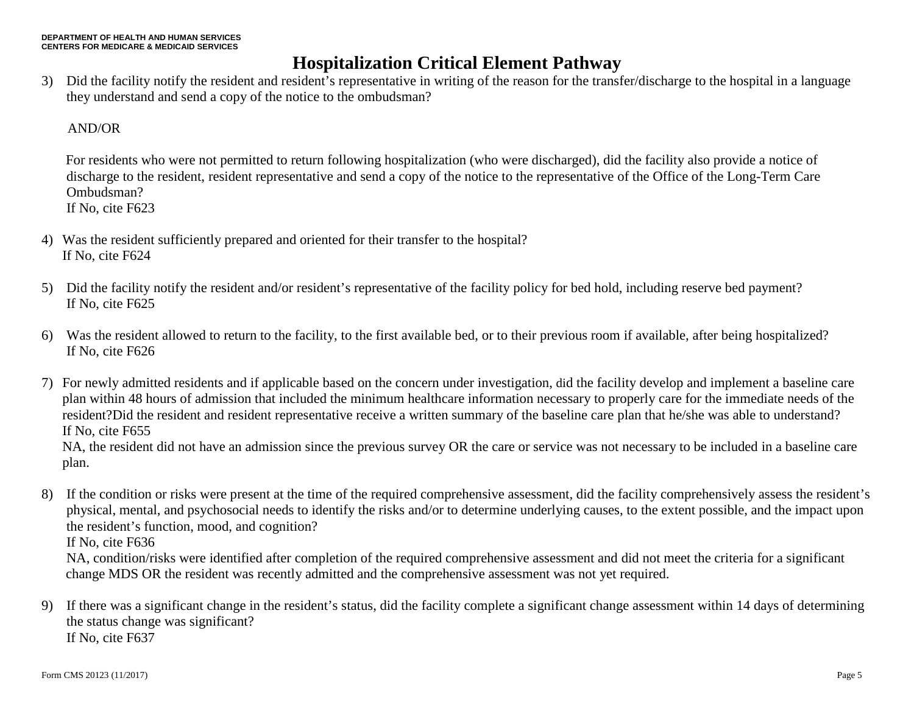# Hospitalization Critical Element Pathway

3) Did the facility notify the resident and resident's representative in writing of the reason for the transfer/discharge to the hospital in a language they understand and send a copy of the notice to the ombudsman?

   AND/OR

   For residents who were not permitted to return following hospitalization (who were discharged), did the facility also provide a notice of discharge to the resident, resident representative and send a copy of the notice to the representative of the Office of the Long-Term Care Ombudsman?
   If No, cite F623

4) Was the resident sufficiently prepared and oriented for their transfer to the hospital?
   If No, cite F624

5) Did the facility notify the resident and/or resident's representative of the facility policy for bed hold, including reserve bed payment?
   If No, cite F625

6) Was the resident allowed to return to the facility, to the first available bed, or to their previous room if available, after being hospitalized?
   If No, cite F626

7) For newly admitted residents and if applicable based on the concern under investigation, did the facility develop and implement a baseline care plan within 48 hours of admission that included the minimum healthcare information necessary to properly care for the immediate needs of the resident?Did the resident and resident representative receive a written summary of the baseline care plan that he/she was able to understand?
   If No, cite F655
   NA, the resident did not have an admission since the previous survey OR the care or service was not necessary to be included in a baseline care plan.

8) If the condition or risks were present at the time of the required comprehensive assessment, did the facility comprehensively assess the resident's physical, mental, and psychosocial needs to identify the risks and/or to determine underlying causes, to the extent possible, and the impact upon the resident's function, mood, and cognition?
   If No, cite F636
   NA, condition/risks were identified after completion of the required comprehensive assessment and did not meet the criteria for a significant change MDS OR the resident was recently admitted and the comprehensive assessment was not yet required.

9) If there was a significant change in the resident's status, did the facility complete a significant change assessment within 14 days of determining the status change was significant?
   If No, cite F637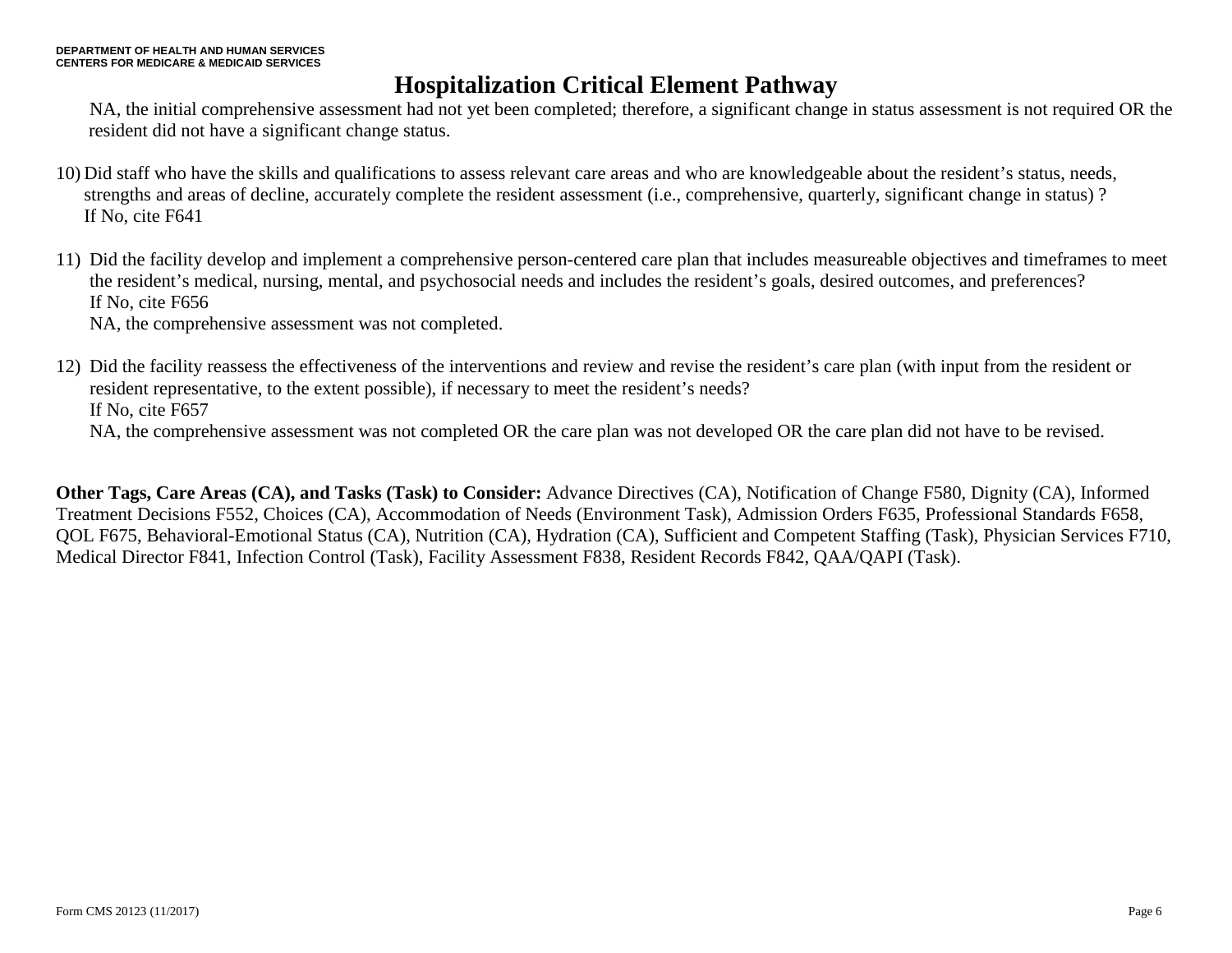# Hospitalization Critical Element Pathway

NA, the initial comprehensive assessment had not yet been completed; therefore, a significant change in status assessment is not required OR the resident did not have a significant change status.

10) Did staff who have the skills and qualifications to assess relevant care areas and who are knowledgeable about the resident's status, needs, strengths and areas of decline, accurately complete the resident assessment (i.e., comprehensive, quarterly, significant change in status) ?
    If No, cite F641

11) Did the facility develop and implement a comprehensive person-centered care plan that includes measureable objectives and timeframes to meet the resident's medical, nursing, mental, and psychosocial needs and includes the resident's goals, desired outcomes, and preferences?
    If No, cite F656
    NA, the comprehensive assessment was not completed.

12) Did the facility reassess the effectiveness of the interventions and review and revise the resident's care plan (with input from the resident or resident representative, to the extent possible), if necessary to meet the resident's needs?
    If No, cite F657
    NA, the comprehensive assessment was not completed OR the care plan was not developed OR the care plan did not have to be revised.

**Other Tags, Care Areas (CA), and Tasks (Task) to Consider:** Advance Directives (CA), Notification of Change F580, Dignity (CA), Informed Treatment Decisions F552, Choices (CA), Accommodation of Needs (Environment Task), Admission Orders F635, Professional Standards F658, QOL F675, Behavioral-Emotional Status (CA), Nutrition (CA), Hydration (CA), Sufficient and Competent Staffing (Task), Physician Services F710, Medical Director F841, Infection Control (Task), Facility Assessment F838, Resident Records F842, QAA/QAPI (Task).